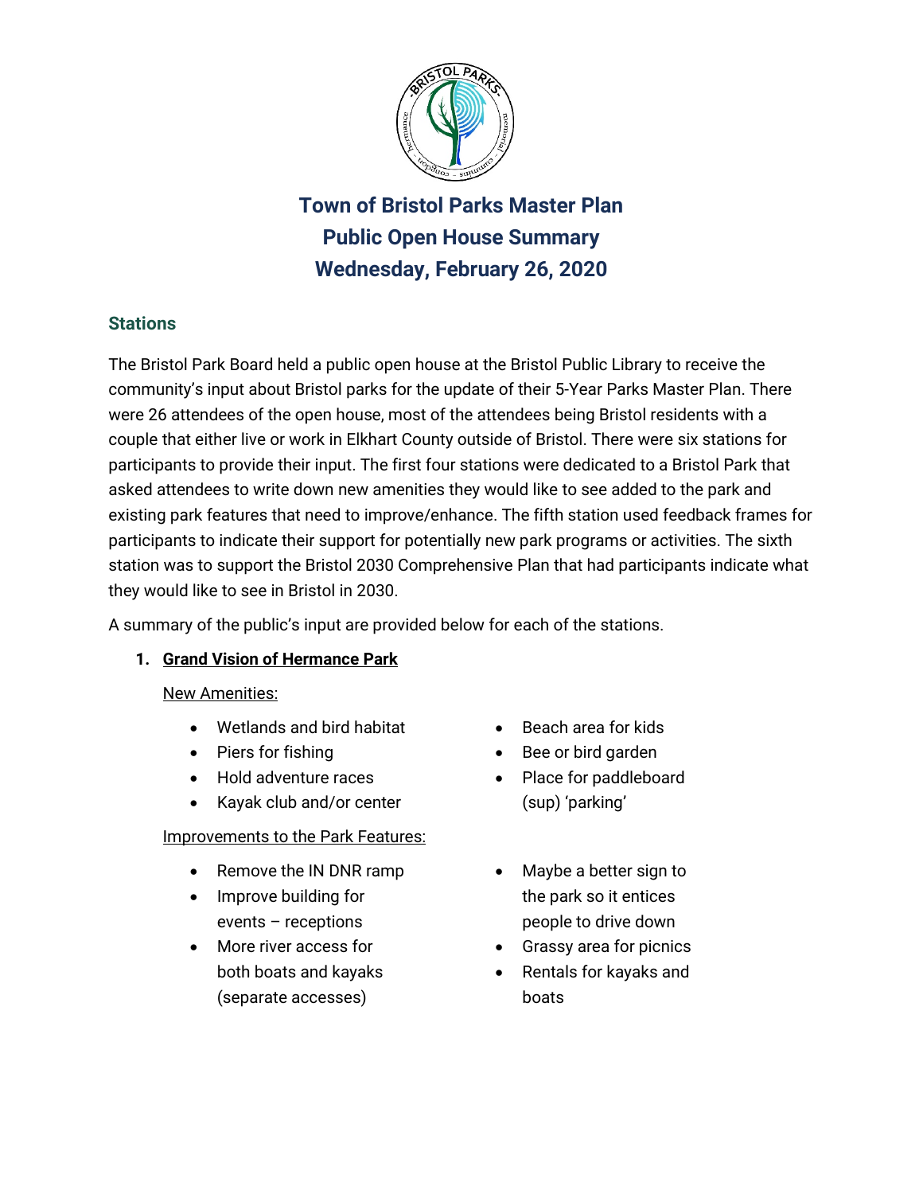# Town of Bristol Parks Master Plan
# Public Open House Summary
# Wednesday, February 26, 2020

## Stations

The Bristol Park Board held a public open house at the Bristol Public Library to receive the community's input about Bristol parks for the update of their 5-Year Parks Master Plan. There were 26 attendees of the open house, most of the attendees being Bristol residents with a couple that either live or work in Elkhart County outside of Bristol. There were six stations for participants to provide their input. The first four stations were dedicated to a Bristol Park that asked attendees to write down new amenities they would like to see added to the park and existing park features that need to improve/enhance. The fifth station used feedback frames for participants to indicate their support for potentially new park programs or activities. The sixth station was to support the Bristol 2030 Comprehensive Plan that had participants indicate what they would like to see in Bristol in 2030.

A summary of the public's input are provided below for each of the stations.

1. **Grand Vision of Hermance Park**

New Amenities:

- Wetlands and bird habitat
- Piers for fishing
- Hold adventure races
- Kayak club and/or center
- Beach area for kids
- Bee or bird garden
- Place for paddleboard (sup) 'parking'

Improvements to the Park Features:

- Remove the IN DNR ramp
- Improve building for events – receptions
- More river access for both boats and kayaks (separate accesses)
- Maybe a better sign to the park so it entices people to drive down
- Grassy area for picnics
- Rentals for kayaks and boats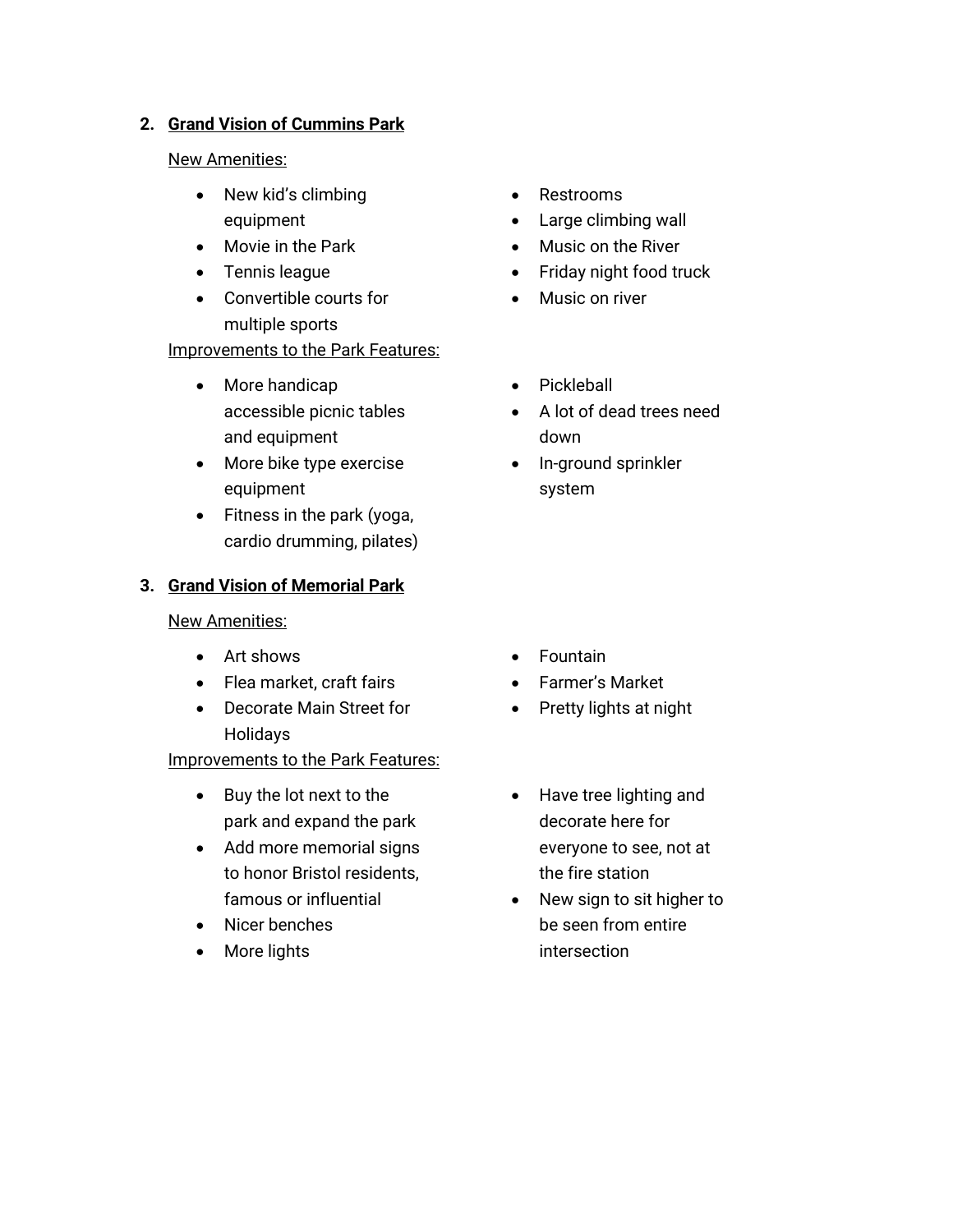2. **<u>Grand Vision of Cummins Park</u>**

   <u>New Amenities:</u>

   - New kid's climbing equipment
   - Movie in the Park
   - Tennis league
   - Convertible courts for multiple sports
   - Restrooms
   - Large climbing wall
   - Music on the River
   - Friday night food truck
   - Music on river

   <u>Improvements to the Park Features:</u>

   - More handicap accessible picnic tables and equipment
   - More bike type exercise equipment
   - Fitness in the park (yoga, cardio drumming, pilates)
   - Pickleball
   - A lot of dead trees need down
   - In-ground sprinkler system

3. **<u>Grand Vision of Memorial Park</u>**

   <u>New Amenities:</u>

   - Art shows
   - Flea market, craft fairs
   - Decorate Main Street for Holidays
   - Fountain
   - Farmer's Market
   - Pretty lights at night

   <u>Improvements to the Park Features:</u>

   - Buy the lot next to the park and expand the park
   - Add more memorial signs to honor Bristol residents, famous or influential
   - Nicer benches
   - More lights
   - Have tree lighting and decorate here for everyone to see, not at the fire station
   - New sign to sit higher to be seen from entire intersection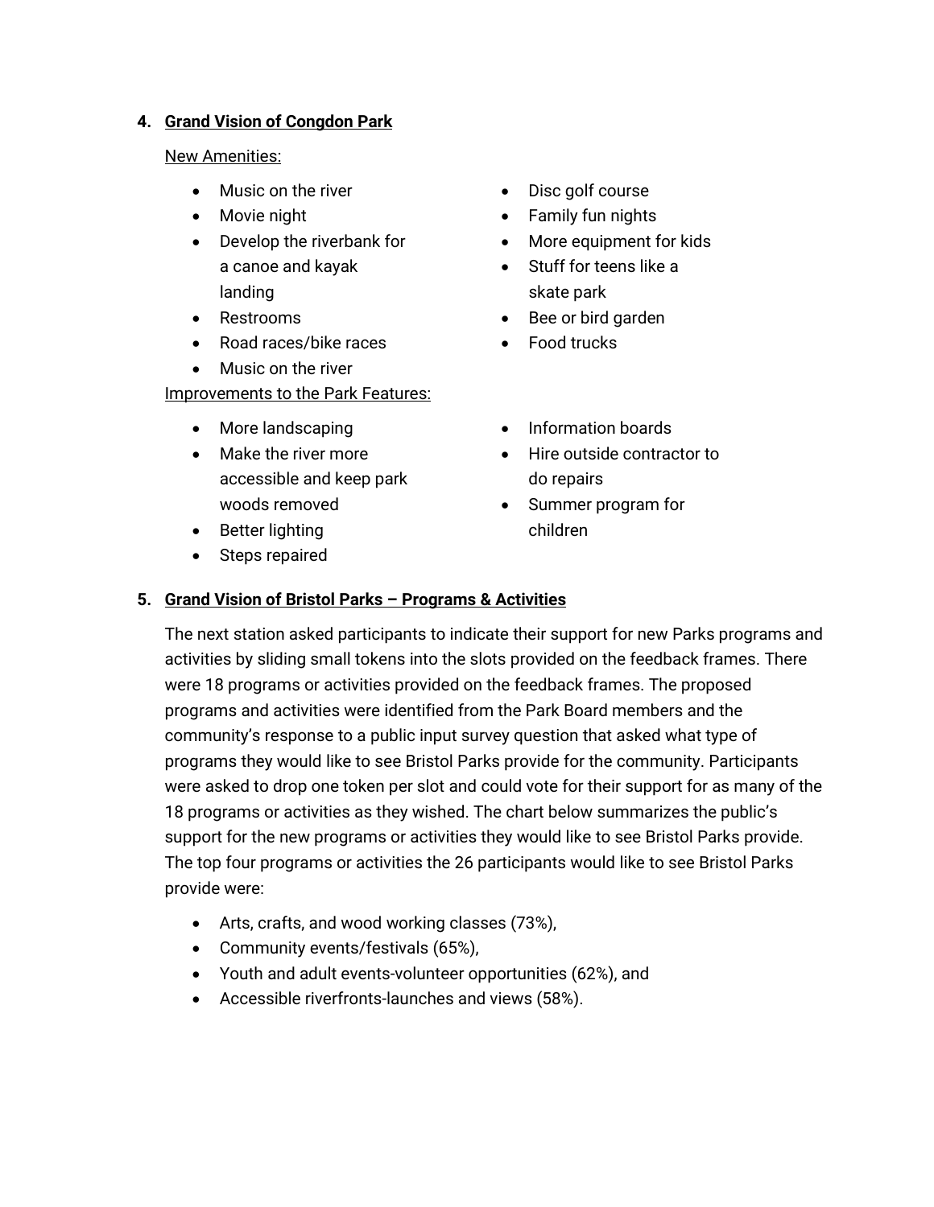## 4. Grand Vision of Congdon Park

New Amenities:

- Music on the river
- Movie night
- Develop the riverbank for a canoe and kayak landing
- Restrooms
- Road races/bike races
- Music on the river
- Disc golf course
- Family fun nights
- More equipment for kids
- Stuff for teens like a skate park
- Bee or bird garden
- Food trucks

Improvements to the Park Features:

- More landscaping
- Make the river more accessible and keep park woods removed
- Better lighting
- Steps repaired
- Information boards
- Hire outside contractor to do repairs
- Summer program for children

## 5. Grand Vision of Bristol Parks – Programs & Activities

The next station asked participants to indicate their support for new Parks programs and activities by sliding small tokens into the slots provided on the feedback frames. There were 18 programs or activities provided on the feedback frames. The proposed programs and activities were identified from the Park Board members and the community's response to a public input survey question that asked what type of programs they would like to see Bristol Parks provide for the community. Participants were asked to drop one token per slot and could vote for their support for as many of the 18 programs or activities as they wished. The chart below summarizes the public's support for the new programs or activities they would like to see Bristol Parks provide. The top four programs or activities the 26 participants would like to see Bristol Parks provide were:

- Arts, crafts, and wood working classes (73%),
- Community events/festivals (65%),
- Youth and adult events-volunteer opportunities (62%), and
- Accessible riverfronts-launches and views (58%).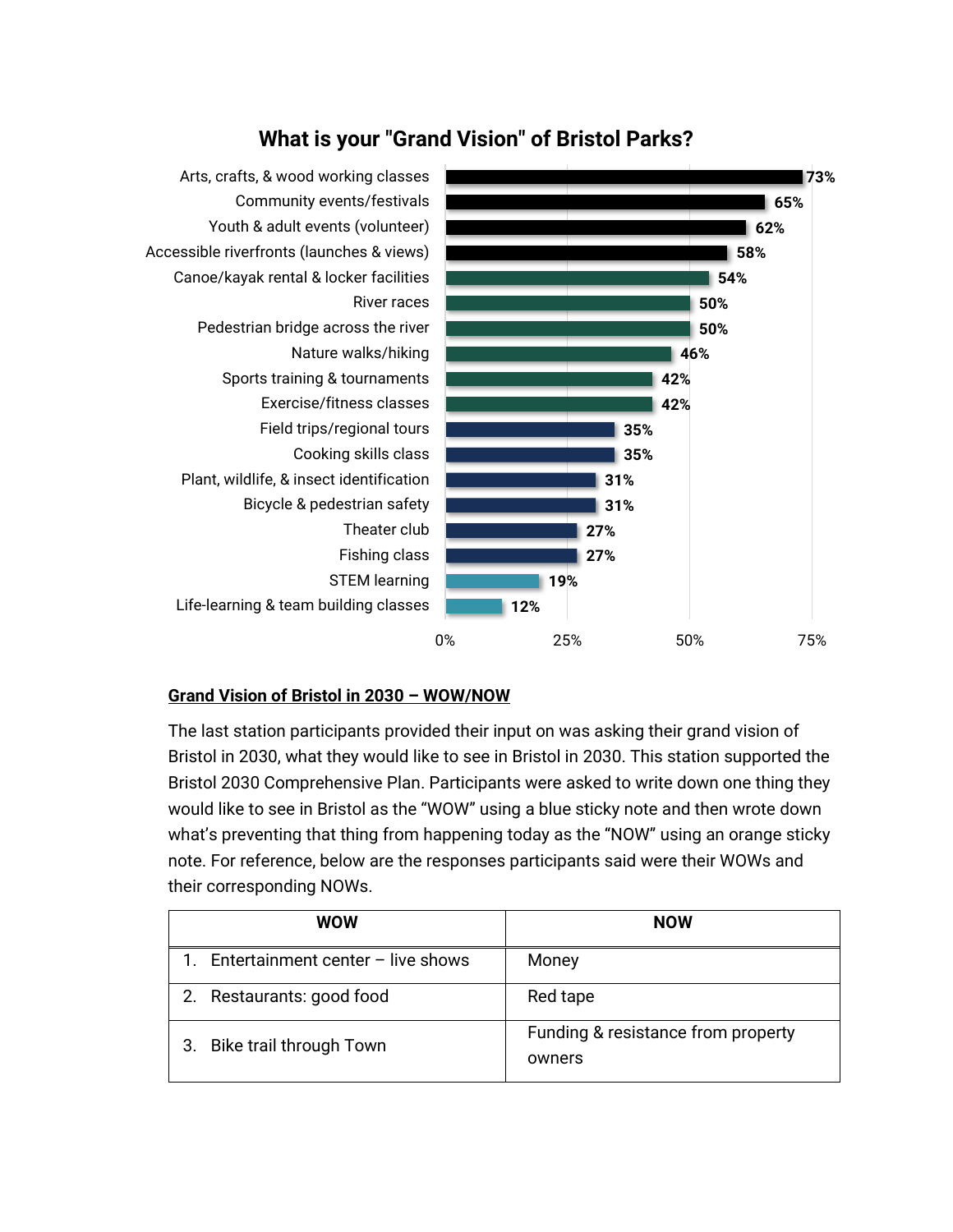## What is your "Grand Vision" of Bristol Parks?

| Activity | Percentage |
| --- | --- |
| Arts, crafts, & wood working classes | 73% |
| Community events/festivals | 65% |
| Youth & adult events (volunteer) | 62% |
| Accessible riverfronts (launches & views) | 58% |
| Canoe/kayak rental & locker facilities | 54% |
| River races | 50% |
| Pedestrian bridge across the river | 50% |
| Nature walks/hiking | 46% |
| Sports training & tournaments | 42% |
| Exercise/fitness classes | 42% |
| Field trips/regional tours | 35% |
| Cooking skills class | 35% |
| Plant, wildlife, & insect identification | 31% |
| Bicycle & pedestrian safety | 31% |
| Theater club | 27% |
| Fishing class | 27% |
| STEM learning | 19% |
| Life-learning & team building classes | 12% |

**Grand Vision of Bristol in 2030 – WOW/NOW**

The last station participants provided their input on was asking their grand vision of Bristol in 2030, what they would like to see in Bristol in 2030. This station supported the Bristol 2030 Comprehensive Plan. Participants were asked to write down one thing they would like to see in Bristol as the "WOW" using a blue sticky note and then wrote down what's preventing that thing from happening today as the "NOW" using an orange sticky note. For reference, below are the responses participants said were their WOWs and their corresponding NOWs.

| WOW | NOW |
| --- | --- |
| 1. Entertainment center – live shows | Money |
| 2. Restaurants: good food | Red tape |
| 3. Bike trail through Town | Funding & resistance from property owners |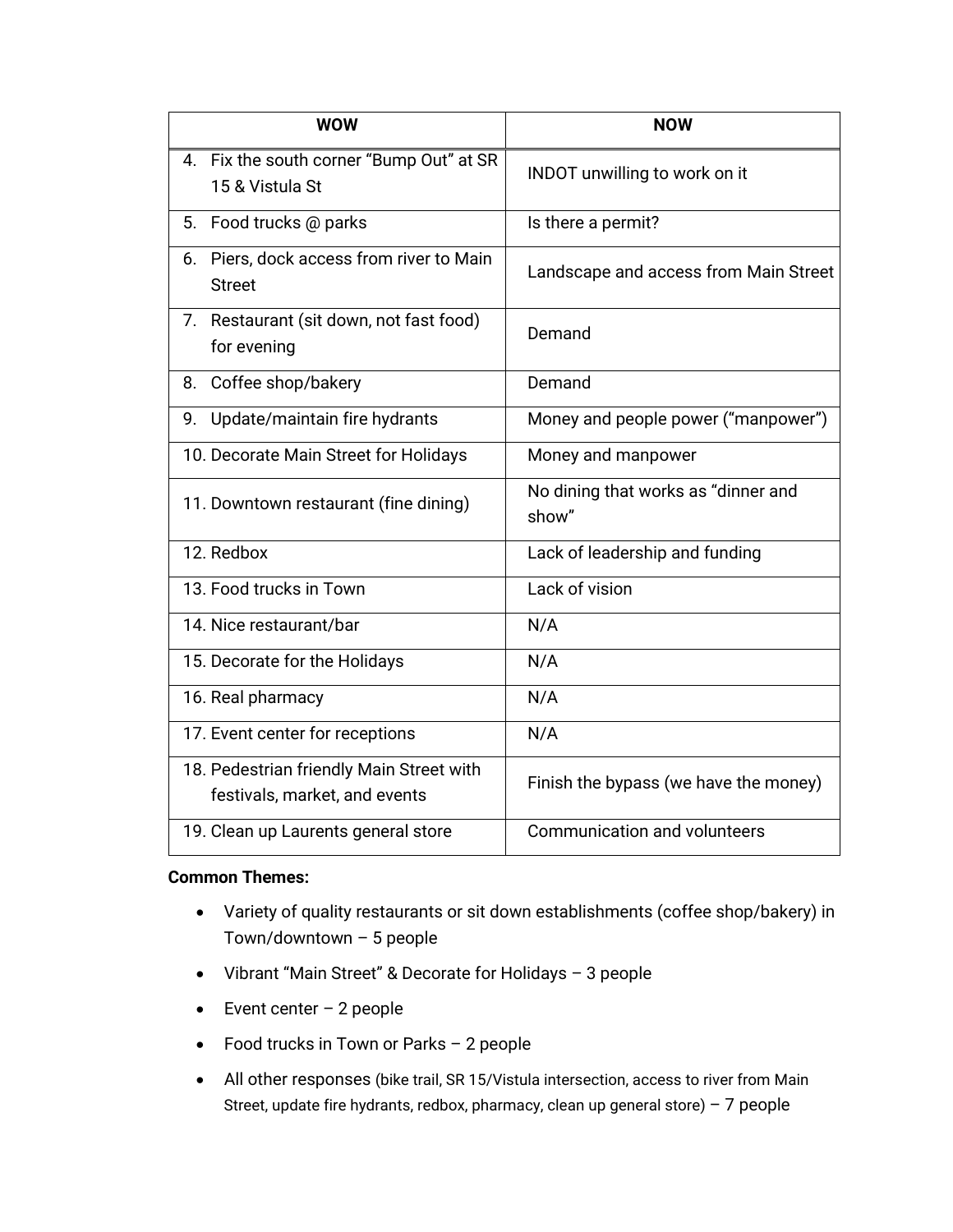| WOW | NOW |
| --- | --- |
| 4. Fix the south corner "Bump Out" at SR 15 & Vistula St | INDOT unwilling to work on it |
| 5. Food trucks @ parks | Is there a permit? |
| 6. Piers, dock access from river to Main Street | Landscape and access from Main Street |
| 7. Restaurant (sit down, not fast food) for evening | Demand |
| 8. Coffee shop/bakery | Demand |
| 9. Update/maintain fire hydrants | Money and people power ("manpower") |
| 10. Decorate Main Street for Holidays | Money and manpower |
| 11. Downtown restaurant (fine dining) | No dining that works as "dinner and show" |
| 12. Redbox | Lack of leadership and funding |
| 13. Food trucks in Town | Lack of vision |
| 14. Nice restaurant/bar | N/A |
| 15. Decorate for the Holidays | N/A |
| 16. Real pharmacy | N/A |
| 17. Event center for receptions | N/A |
| 18. Pedestrian friendly Main Street with festivals, market, and events | Finish the bypass (we have the money) |
| 19. Clean up Laurents general store | Communication and volunteers |

**Common Themes:**

- Variety of quality restaurants or sit down establishments (coffee shop/bakery) in Town/downtown – 5 people
- Vibrant "Main Street" & Decorate for Holidays – 3 people
- Event center – 2 people
- Food trucks in Town or Parks – 2 people
- All other responses (bike trail, SR 15/Vistula intersection, access to river from Main Street, update fire hydrants, redbox, pharmacy, clean up general store) – 7 people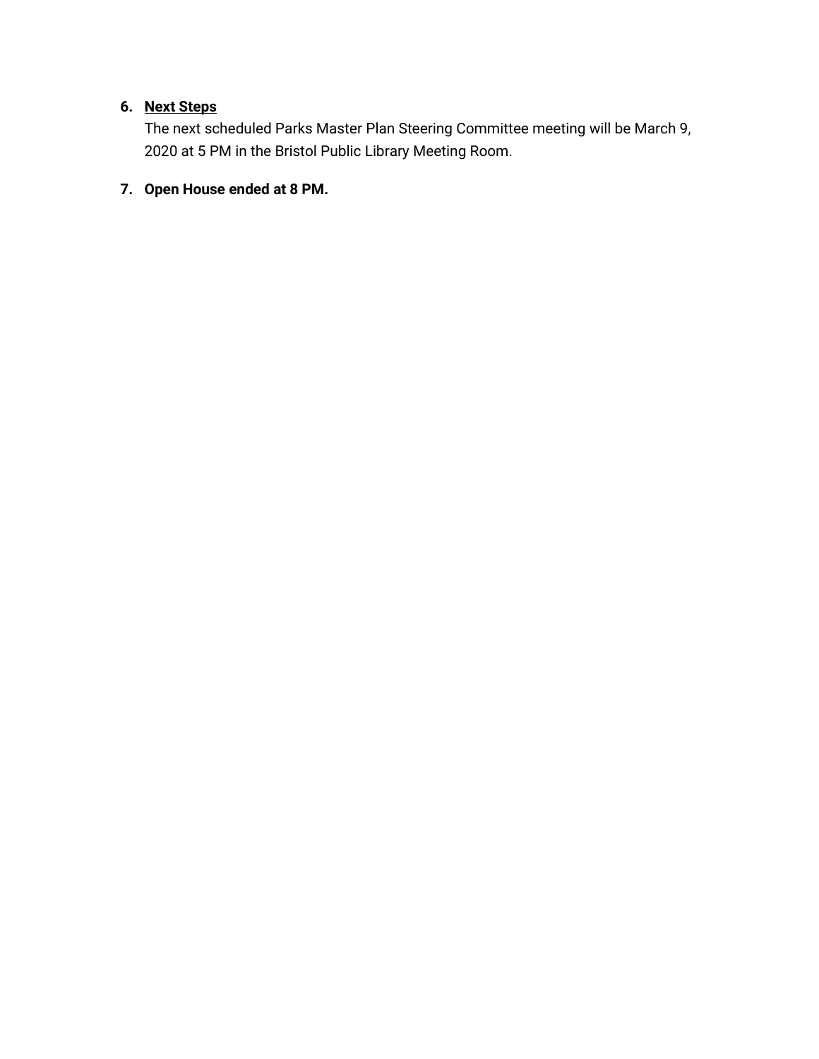6. **<u>Next Steps</u>**

   The next scheduled Parks Master Plan Steering Committee meeting will be March 9, 2020 at 5 PM in the Bristol Public Library Meeting Room.

7. **Open House ended at 8 PM.**